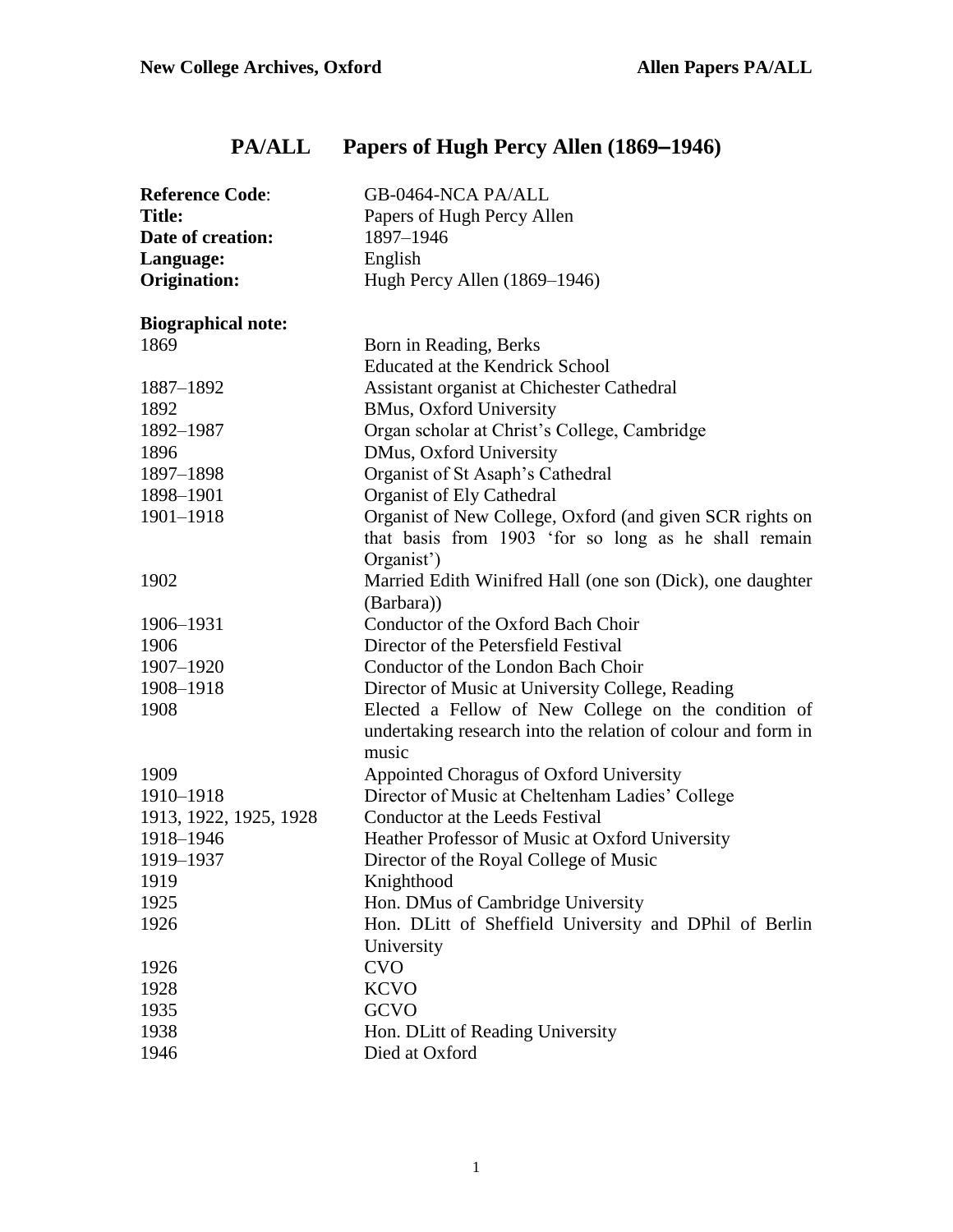# PA/ALL Papers of Hugh Percy Allen (1869–1946)

| | |
|---|---|
| **Reference Code**: | GB-0464-NCA PA/ALL |
| **Title:** | Papers of Hugh Percy Allen |
| **Date of creation:** | 1897–1946 |
| **Language:** | English |
| **Origination:** | Hugh Percy Allen (1869–1946) |

**Biographical note:**

| | |
|---|---|
| 1869 | Born in Reading, Berks<br>Educated at the Kendrick School |
| 1887–1892 | Assistant organist at Chichester Cathedral |
| 1892 | BMus, Oxford University |
| 1892–1987 | Organ scholar at Christ's College, Cambridge |
| 1896 | DMus, Oxford University |
| 1897–1898 | Organist of St Asaph's Cathedral |
| 1898–1901 | Organist of Ely Cathedral |
| 1901–1918 | Organist of New College, Oxford (and given SCR rights on that basis from 1903 'for so long as he shall remain Organist') |
| 1902 | Married Edith Winifred Hall (one son (Dick), one daughter (Barbara)) |
| 1906–1931 | Conductor of the Oxford Bach Choir |
| 1906 | Director of the Petersfield Festival |
| 1907–1920 | Conductor of the London Bach Choir |
| 1908–1918 | Director of Music at University College, Reading |
| 1908 | Elected a Fellow of New College on the condition of undertaking research into the relation of colour and form in music |
| 1909 | Appointed Choragus of Oxford University |
| 1910–1918 | Director of Music at Cheltenham Ladies' College |
| 1913, 1922, 1925, 1928 | Conductor at the Leeds Festival |
| 1918–1946 | Heather Professor of Music at Oxford University |
| 1919–1937 | Director of the Royal College of Music |
| 1919 | Knighthood |
| 1925 | Hon. DMus of Cambridge University |
| 1926 | Hon. DLitt of Sheffield University and DPhil of Berlin University |
| 1926 | CVO |
| 1928 | KCVO |
| 1935 | GCVO |
| 1938 | Hon. DLitt of Reading University |
| 1946 | Died at Oxford |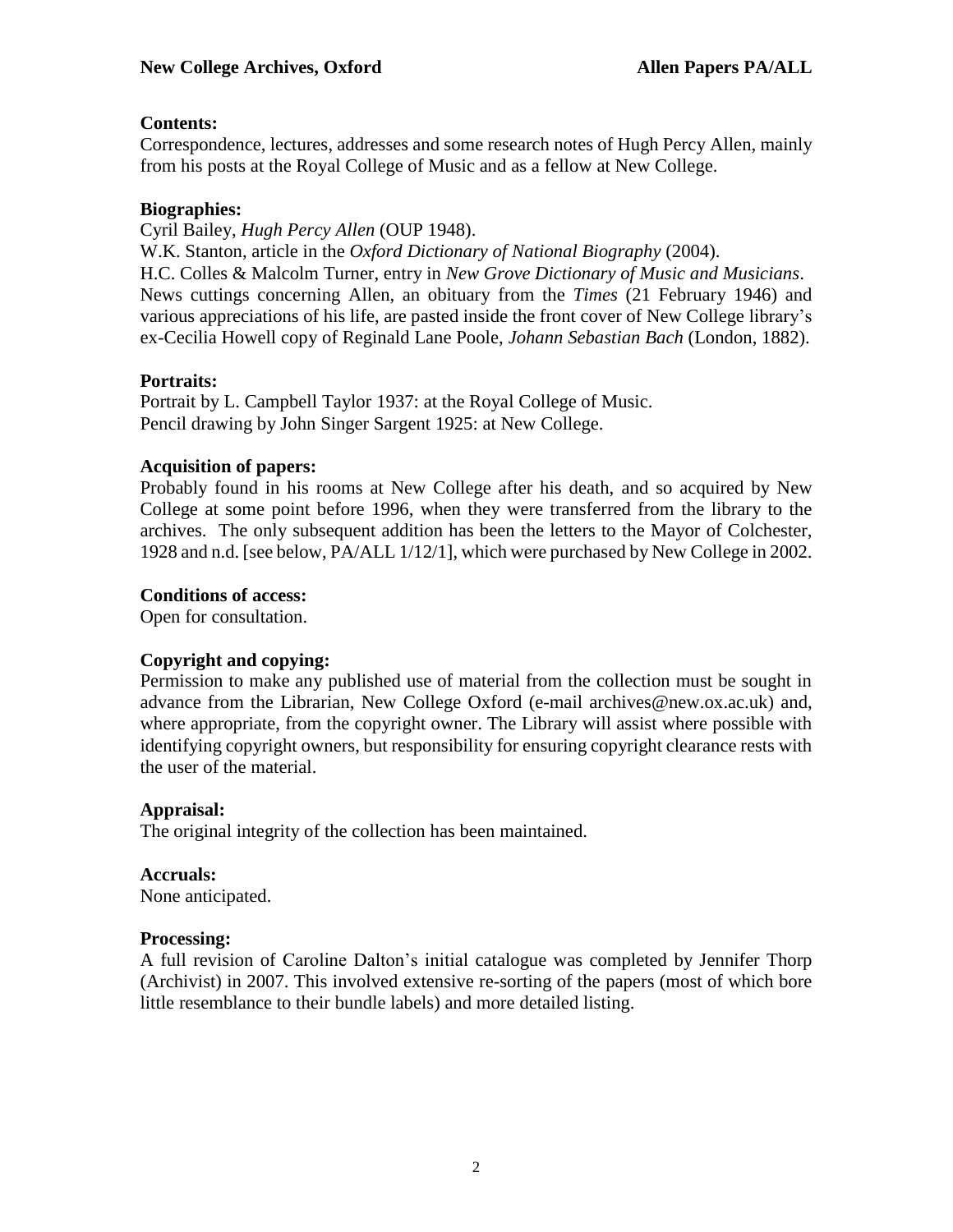**Contents:**
Correspondence, lectures, addresses and some research notes of Hugh Percy Allen, mainly from his posts at the Royal College of Music and as a fellow at New College.

**Biographies:**
Cyril Bailey, *Hugh Percy Allen* (OUP 1948).
W.K. Stanton, article in the *Oxford Dictionary of National Biography* (2004).
H.C. Colles & Malcolm Turner, entry in *New Grove Dictionary of Music and Musicians*.
News cuttings concerning Allen, an obituary from the *Times* (21 February 1946) and various appreciations of his life, are pasted inside the front cover of New College library's ex-Cecilia Howell copy of Reginald Lane Poole, *Johann Sebastian Bach* (London, 1882).

**Portraits:**
Portrait by L. Campbell Taylor 1937: at the Royal College of Music.
Pencil drawing by John Singer Sargent 1925: at New College.

**Acquisition of papers:**
Probably found in his rooms at New College after his death, and so acquired by New College at some point before 1996, when they were transferred from the library to the archives. The only subsequent addition has been the letters to the Mayor of Colchester, 1928 and n.d. [see below, PA/ALL 1/12/1], which were purchased by New College in 2002.

**Conditions of access:**
Open for consultation.

**Copyright and copying:**
Permission to make any published use of material from the collection must be sought in advance from the Librarian, New College Oxford (e-mail archives@new.ox.ac.uk) and, where appropriate, from the copyright owner. The Library will assist where possible with identifying copyright owners, but responsibility for ensuring copyright clearance rests with the user of the material.

**Appraisal:**
The original integrity of the collection has been maintained.

**Accruals:**
None anticipated.

**Processing:**
A full revision of Caroline Dalton's initial catalogue was completed by Jennifer Thorp (Archivist) in 2007. This involved extensive re-sorting of the papers (most of which bore little resemblance to their bundle labels) and more detailed listing.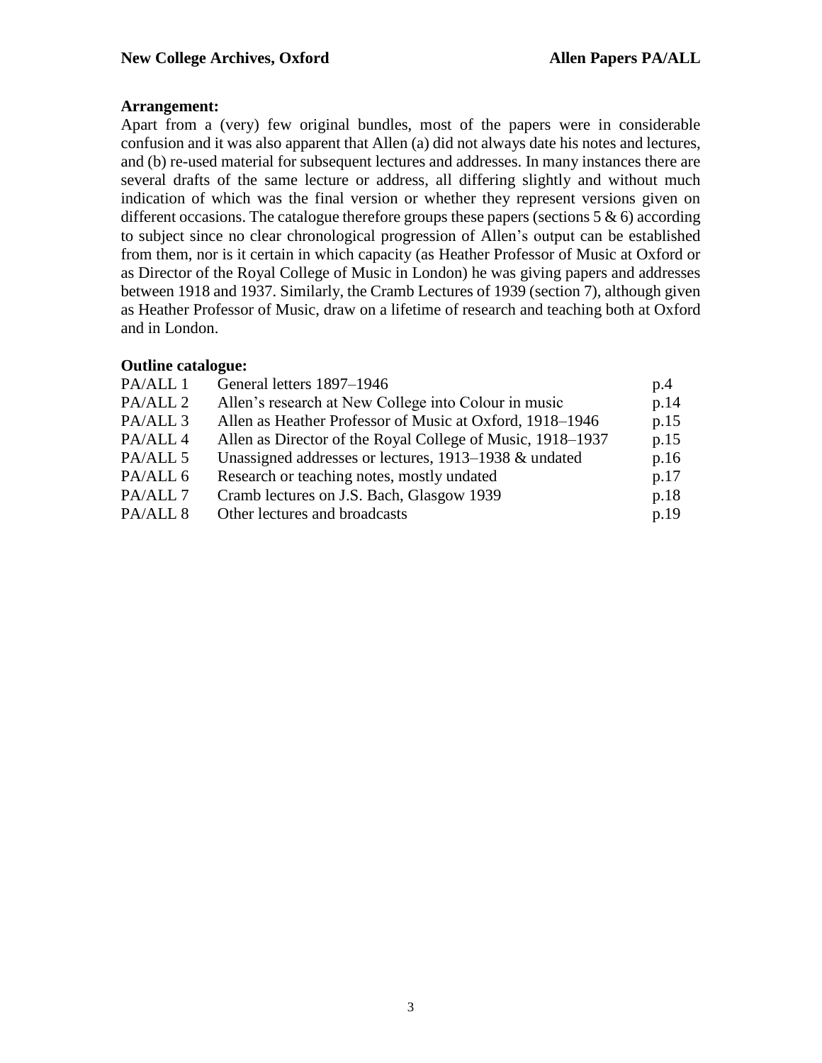**Arrangement:**

Apart from a (very) few original bundles, most of the papers were in considerable confusion and it was also apparent that Allen (a) did not always date his notes and lectures, and (b) re-used material for subsequent lectures and addresses. In many instances there are several drafts of the same lecture or address, all differing slightly and without much indication of which was the final version or whether they represent versions given on different occasions. The catalogue therefore groups these papers (sections 5 & 6) according to subject since no clear chronological progression of Allen's output can be established from them, nor is it certain in which capacity (as Heather Professor of Music at Oxford or as Director of the Royal College of Music in London) he was giving papers and addresses between 1918 and 1937. Similarly, the Cramb Lectures of 1939 (section 7), although given as Heather Professor of Music, draw on a lifetime of research and teaching both at Oxford and in London.

**Outline catalogue:**

| | | |
|---|---|---|
| PA/ALL 1 | General letters 1897–1946 | p.4 |
| PA/ALL 2 | Allen's research at New College into Colour in music | p.14 |
| PA/ALL 3 | Allen as Heather Professor of Music at Oxford, 1918–1946 | p.15 |
| PA/ALL 4 | Allen as Director of the Royal College of Music, 1918–1937 | p.15 |
| PA/ALL 5 | Unassigned addresses or lectures, 1913–1938 & undated | p.16 |
| PA/ALL 6 | Research or teaching notes, mostly undated | p.17 |
| PA/ALL 7 | Cramb lectures on J.S. Bach, Glasgow 1939 | p.18 |
| PA/ALL 8 | Other lectures and broadcasts | p.19 |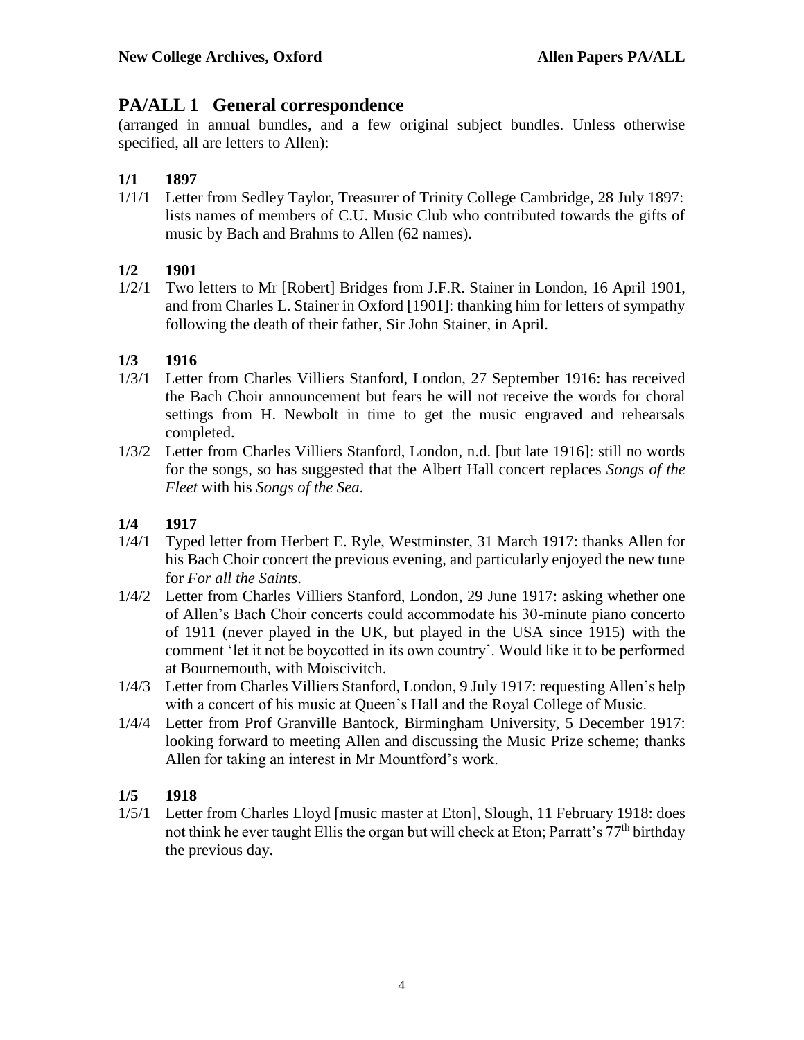## PA/ALL 1 General correspondence

(arranged in annual bundles, and a few original subject bundles. Unless otherwise specified, all are letters to Allen):

### 1/1 1897

1/1/1 Letter from Sedley Taylor, Treasurer of Trinity College Cambridge, 28 July 1897: lists names of members of C.U. Music Club who contributed towards the gifts of music by Bach and Brahms to Allen (62 names).

### 1/2 1901

1/2/1 Two letters to Mr [Robert] Bridges from J.F.R. Stainer in London, 16 April 1901, and from Charles L. Stainer in Oxford [1901]: thanking him for letters of sympathy following the death of their father, Sir John Stainer, in April.

### 1/3 1916

1/3/1 Letter from Charles Villiers Stanford, London, 27 September 1916: has received the Bach Choir announcement but fears he will not receive the words for choral settings from H. Newbolt in time to get the music engraved and rehearsals completed.

1/3/2 Letter from Charles Villiers Stanford, London, n.d. [but late 1916]: still no words for the songs, so has suggested that the Albert Hall concert replaces *Songs of the Fleet* with his *Songs of the Sea*.

### 1/4 1917

1/4/1 Typed letter from Herbert E. Ryle, Westminster, 31 March 1917: thanks Allen for his Bach Choir concert the previous evening, and particularly enjoyed the new tune for *For all the Saints*.

1/4/2 Letter from Charles Villiers Stanford, London, 29 June 1917: asking whether one of Allen's Bach Choir concerts could accommodate his 30-minute piano concerto of 1911 (never played in the UK, but played in the USA since 1915) with the comment 'let it not be boycotted in its own country'. Would like it to be performed at Bournemouth, with Moiscivitch.

1/4/3 Letter from Charles Villiers Stanford, London, 9 July 1917: requesting Allen's help with a concert of his music at Queen's Hall and the Royal College of Music.

1/4/4 Letter from Prof Granville Bantock, Birmingham University, 5 December 1917: looking forward to meeting Allen and discussing the Music Prize scheme; thanks Allen for taking an interest in Mr Mountford's work.

### 1/5 1918

1/5/1 Letter from Charles Lloyd [music master at Eton], Slough, 11 February 1918: does not think he ever taught Ellis the organ but will check at Eton; Parratt's 77th birthday the previous day.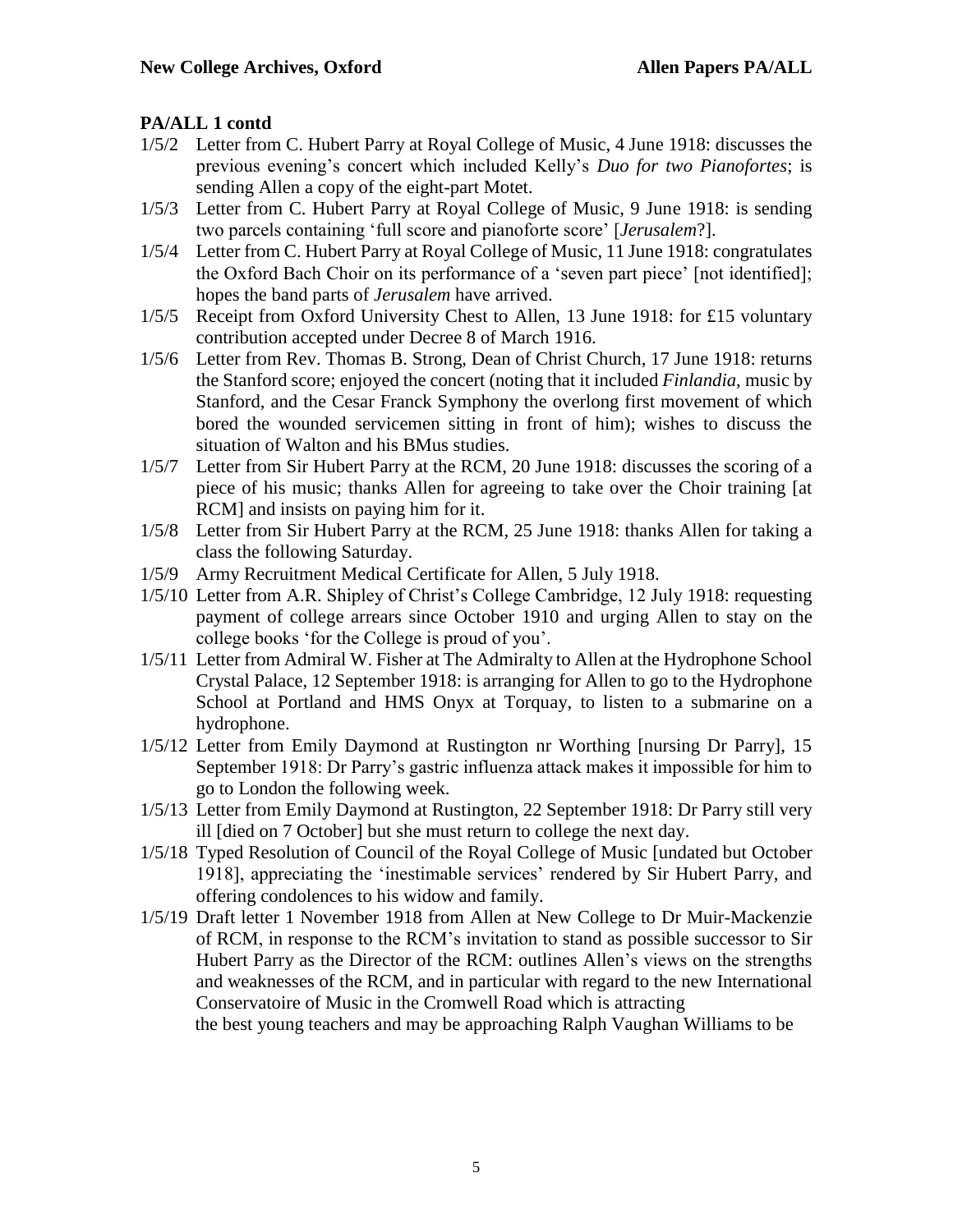**PA/ALL 1 contd**

1/5/2 Letter from C. Hubert Parry at Royal College of Music, 4 June 1918: discusses the previous evening's concert which included Kelly's *Duo for two Pianofortes*; is sending Allen a copy of the eight-part Motet.

1/5/3 Letter from C. Hubert Parry at Royal College of Music, 9 June 1918: is sending two parcels containing 'full score and pianoforte score' [*Jerusalem*?].

1/5/4 Letter from C. Hubert Parry at Royal College of Music, 11 June 1918: congratulates the Oxford Bach Choir on its performance of a 'seven part piece' [not identified]; hopes the band parts of *Jerusalem* have arrived.

1/5/5 Receipt from Oxford University Chest to Allen, 13 June 1918: for £15 voluntary contribution accepted under Decree 8 of March 1916.

1/5/6 Letter from Rev. Thomas B. Strong, Dean of Christ Church, 17 June 1918: returns the Stanford score; enjoyed the concert (noting that it included *Finlandia*, music by Stanford, and the Cesar Franck Symphony the overlong first movement of which bored the wounded servicemen sitting in front of him); wishes to discuss the situation of Walton and his BMus studies.

1/5/7 Letter from Sir Hubert Parry at the RCM, 20 June 1918: discusses the scoring of a piece of his music; thanks Allen for agreeing to take over the Choir training [at RCM] and insists on paying him for it.

1/5/8 Letter from Sir Hubert Parry at the RCM, 25 June 1918: thanks Allen for taking a class the following Saturday.

1/5/9 Army Recruitment Medical Certificate for Allen, 5 July 1918.

1/5/10 Letter from A.R. Shipley of Christ's College Cambridge, 12 July 1918: requesting payment of college arrears since October 1910 and urging Allen to stay on the college books 'for the College is proud of you'.

1/5/11 Letter from Admiral W. Fisher at The Admiralty to Allen at the Hydrophone School Crystal Palace, 12 September 1918: is arranging for Allen to go to the Hydrophone School at Portland and HMS Onyx at Torquay, to listen to a submarine on a hydrophone.

1/5/12 Letter from Emily Daymond at Rustington nr Worthing [nursing Dr Parry], 15 September 1918: Dr Parry's gastric influenza attack makes it impossible for him to go to London the following week.

1/5/13 Letter from Emily Daymond at Rustington, 22 September 1918: Dr Parry still very ill [died on 7 October] but she must return to college the next day.

1/5/18 Typed Resolution of Council of the Royal College of Music [undated but October 1918], appreciating the 'inestimable services' rendered by Sir Hubert Parry, and offering condolences to his widow and family.

1/5/19 Draft letter 1 November 1918 from Allen at New College to Dr Muir-Mackenzie of RCM, in response to the RCM's invitation to stand as possible successor to Sir Hubert Parry as the Director of the RCM: outlines Allen's views on the strengths and weaknesses of the RCM, and in particular with regard to the new International Conservatoire of Music in the Cromwell Road which is attracting the best young teachers and may be approaching Ralph Vaughan Williams to be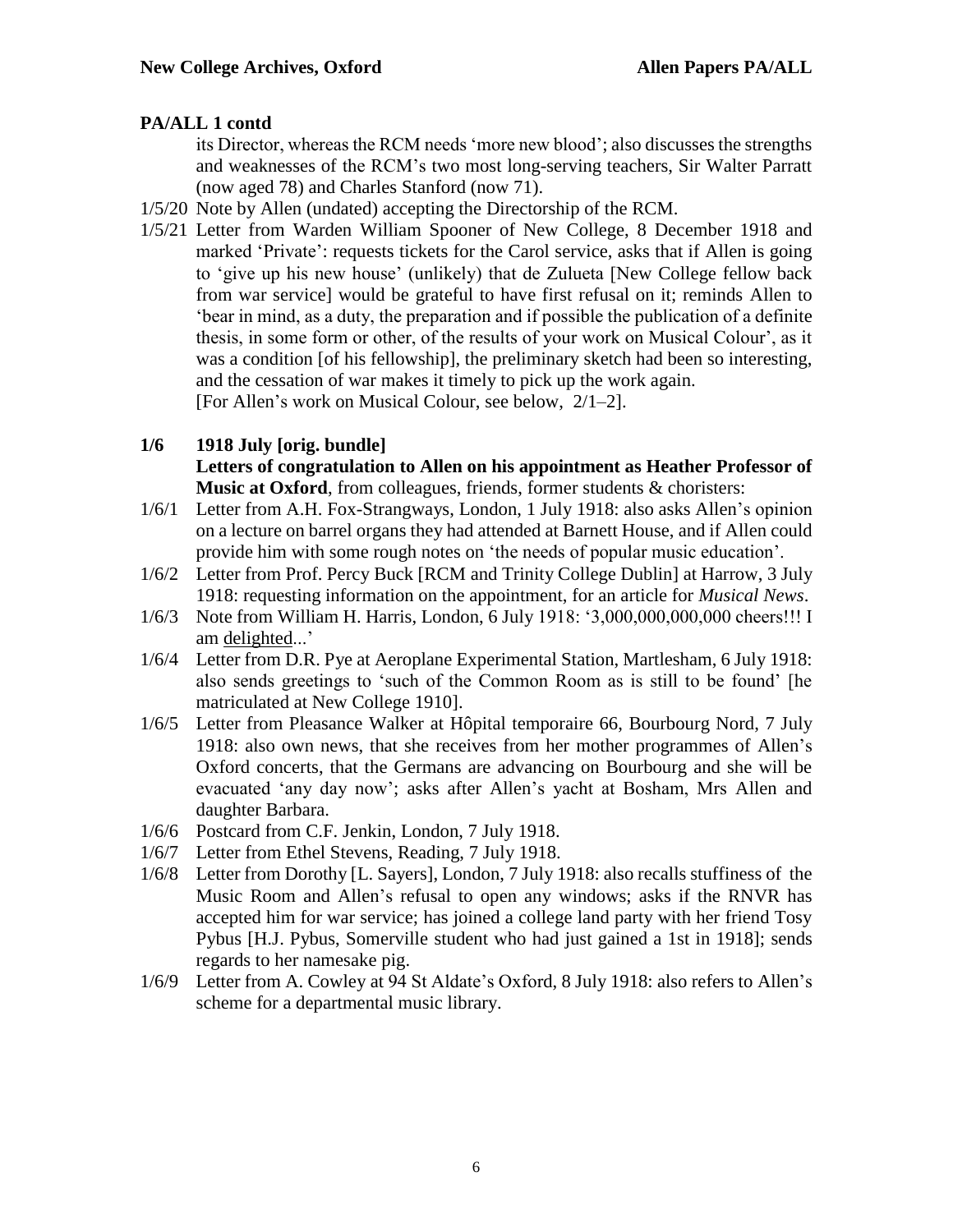**PA/ALL 1 contd**

its Director, whereas the RCM needs 'more new blood'; also discusses the strengths and weaknesses of the RCM's two most long-serving teachers, Sir Walter Parratt (now aged 78) and Charles Stanford (now 71).

1/5/20 Note by Allen (undated) accepting the Directorship of the RCM.

1/5/21 Letter from Warden William Spooner of New College, 8 December 1918 and marked 'Private': requests tickets for the Carol service, asks that if Allen is going to 'give up his new house' (unlikely) that de Zulueta [New College fellow back from war service] would be grateful to have first refusal on it; reminds Allen to 'bear in mind, as a duty, the preparation and if possible the publication of a definite thesis, in some form or other, of the results of your work on Musical Colour', as it was a condition [of his fellowship], the preliminary sketch had been so interesting, and the cessation of war makes it timely to pick up the work again.
[For Allen's work on Musical Colour, see below, 2/1–2].

**1/6 1918 July [orig. bundle]**
**Letters of congratulation to Allen on his appointment as Heather Professor of Music at Oxford**, from colleagues, friends, former students & choristers:

1/6/1 Letter from A.H. Fox-Strangways, London, 1 July 1918: also asks Allen's opinion on a lecture on barrel organs they had attended at Barnett House, and if Allen could provide him with some rough notes on 'the needs of popular music education'.

1/6/2 Letter from Prof. Percy Buck [RCM and Trinity College Dublin] at Harrow, 3 July 1918: requesting information on the appointment, for an article for *Musical News*.

1/6/3 Note from William H. Harris, London, 6 July 1918: '3,000,000,000,000 cheers!!! I am delighted...'

1/6/4 Letter from D.R. Pye at Aeroplane Experimental Station, Martlesham, 6 July 1918: also sends greetings to 'such of the Common Room as is still to be found' [he matriculated at New College 1910].

1/6/5 Letter from Pleasance Walker at Hôpital temporaire 66, Bourbourg Nord, 7 July 1918: also own news, that she receives from her mother programmes of Allen's Oxford concerts, that the Germans are advancing on Bourbourg and she will be evacuated 'any day now'; asks after Allen's yacht at Bosham, Mrs Allen and daughter Barbara.

1/6/6 Postcard from C.F. Jenkin, London, 7 July 1918.

1/6/7 Letter from Ethel Stevens, Reading, 7 July 1918.

1/6/8 Letter from Dorothy [L. Sayers], London, 7 July 1918: also recalls stuffiness of the Music Room and Allen's refusal to open any windows; asks if the RNVR has accepted him for war service; has joined a college land party with her friend Tosy Pybus [H.J. Pybus, Somerville student who had just gained a 1st in 1918]; sends regards to her namesake pig.

1/6/9 Letter from A. Cowley at 94 St Aldate's Oxford, 8 July 1918: also refers to Allen's scheme for a departmental music library.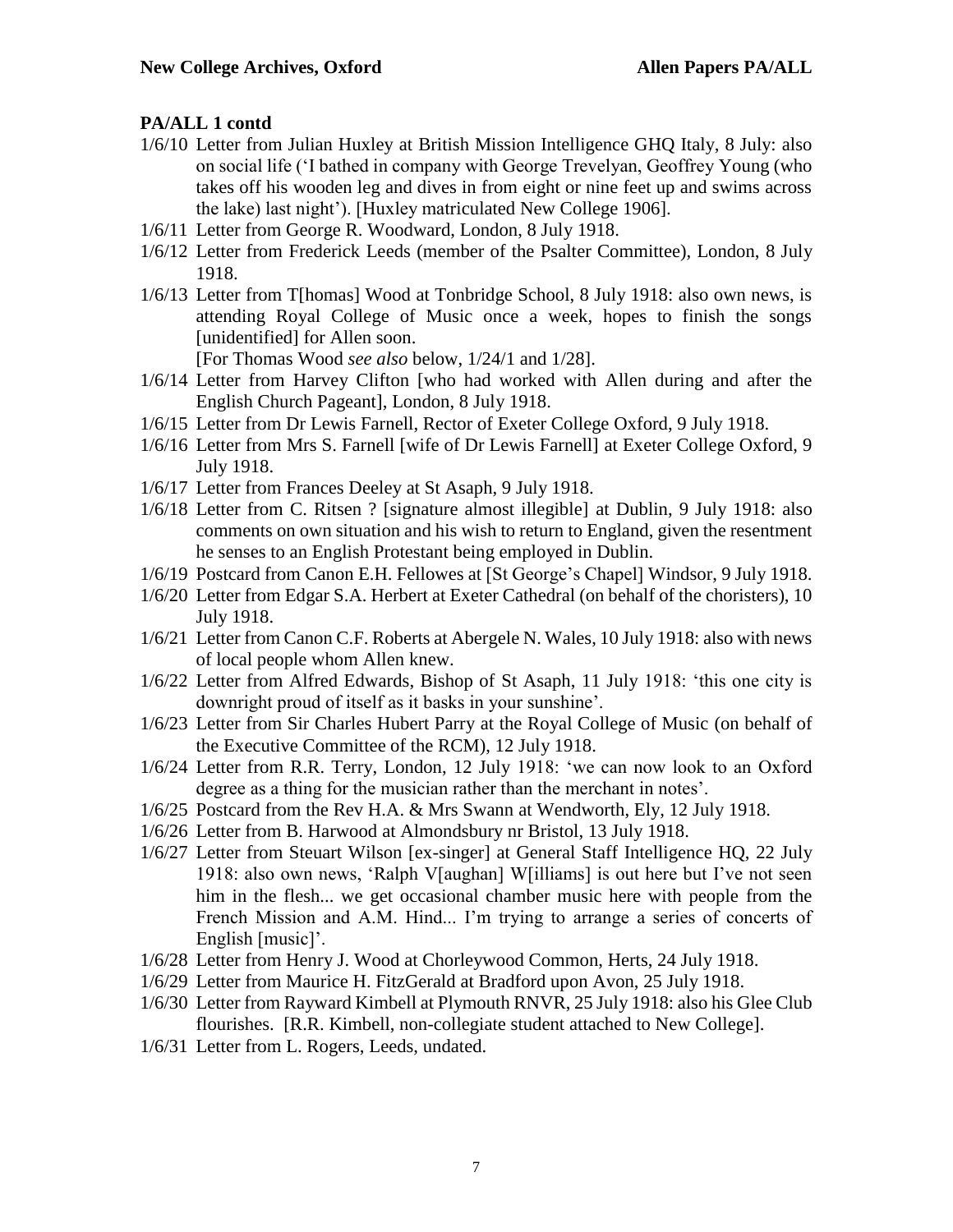**PA/ALL 1 contd**

- 1/6/10 Letter from Julian Huxley at British Mission Intelligence GHQ Italy, 8 July: also on social life ('I bathed in company with George Trevelyan, Geoffrey Young (who takes off his wooden leg and dives in from eight or nine feet up and swims across the lake) last night'). [Huxley matriculated New College 1906].
- 1/6/11 Letter from George R. Woodward, London, 8 July 1918.
- 1/6/12 Letter from Frederick Leeds (member of the Psalter Committee), London, 8 July 1918.
- 1/6/13 Letter from T[homas] Wood at Tonbridge School, 8 July 1918: also own news, is attending Royal College of Music once a week, hopes to finish the songs [unidentified] for Allen soon.
  [For Thomas Wood *see also* below, 1/24/1 and 1/28].
- 1/6/14 Letter from Harvey Clifton [who had worked with Allen during and after the English Church Pageant], London, 8 July 1918.
- 1/6/15 Letter from Dr Lewis Farnell, Rector of Exeter College Oxford, 9 July 1918.
- 1/6/16 Letter from Mrs S. Farnell [wife of Dr Lewis Farnell] at Exeter College Oxford, 9 July 1918.
- 1/6/17 Letter from Frances Deeley at St Asaph, 9 July 1918.
- 1/6/18 Letter from C. Ritsen ? [signature almost illegible] at Dublin, 9 July 1918: also comments on own situation and his wish to return to England, given the resentment he senses to an English Protestant being employed in Dublin.
- 1/6/19 Postcard from Canon E.H. Fellowes at [St George's Chapel] Windsor, 9 July 1918.
- 1/6/20 Letter from Edgar S.A. Herbert at Exeter Cathedral (on behalf of the choristers), 10 July 1918.
- 1/6/21 Letter from Canon C.F. Roberts at Abergele N. Wales, 10 July 1918: also with news of local people whom Allen knew.
- 1/6/22 Letter from Alfred Edwards, Bishop of St Asaph, 11 July 1918: 'this one city is downright proud of itself as it basks in your sunshine'.
- 1/6/23 Letter from Sir Charles Hubert Parry at the Royal College of Music (on behalf of the Executive Committee of the RCM), 12 July 1918.
- 1/6/24 Letter from R.R. Terry, London, 12 July 1918: 'we can now look to an Oxford degree as a thing for the musician rather than the merchant in notes'.
- 1/6/25 Postcard from the Rev H.A. & Mrs Swann at Wendworth, Ely, 12 July 1918.
- 1/6/26 Letter from B. Harwood at Almondsbury nr Bristol, 13 July 1918.
- 1/6/27 Letter from Steuart Wilson [ex-singer] at General Staff Intelligence HQ, 22 July 1918: also own news, 'Ralph V[aughan] W[illiams] is out here but I've not seen him in the flesh... we get occasional chamber music here with people from the French Mission and A.M. Hind... I'm trying to arrange a series of concerts of English [music]'.
- 1/6/28 Letter from Henry J. Wood at Chorleywood Common, Herts, 24 July 1918.
- 1/6/29 Letter from Maurice H. FitzGerald at Bradford upon Avon, 25 July 1918.
- 1/6/30 Letter from Rayward Kimbell at Plymouth RNVR, 25 July 1918: also his Glee Club flourishes. [R.R. Kimbell, non-collegiate student attached to New College].
- 1/6/31 Letter from L. Rogers, Leeds, undated.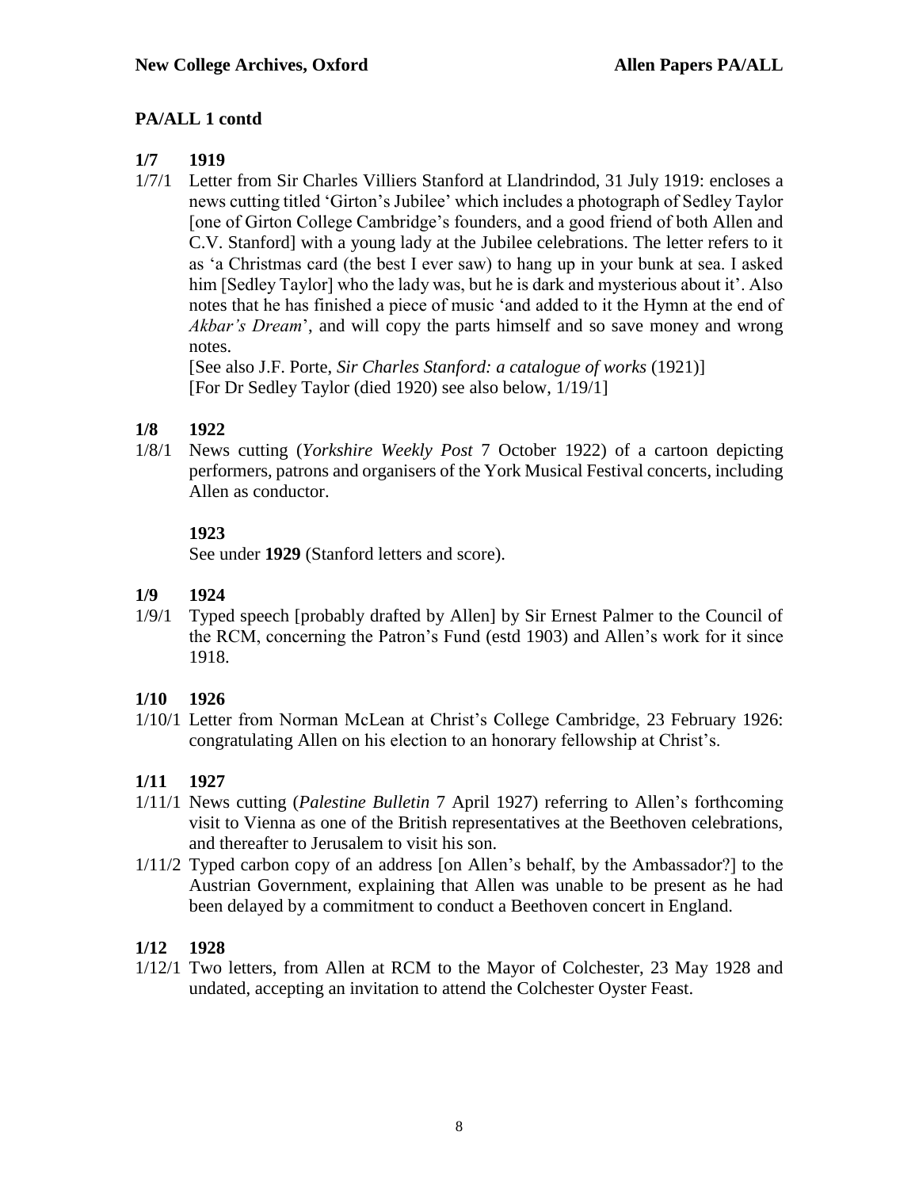**PA/ALL 1 contd**

**1/7 1919**

1/7/1 Letter from Sir Charles Villiers Stanford at Llandrindod, 31 July 1919: encloses a news cutting titled 'Girton's Jubilee' which includes a photograph of Sedley Taylor [one of Girton College Cambridge's founders, and a good friend of both Allen and C.V. Stanford] with a young lady at the Jubilee celebrations. The letter refers to it as 'a Christmas card (the best I ever saw) to hang up in your bunk at sea. I asked him [Sedley Taylor] who the lady was, but he is dark and mysterious about it'. Also notes that he has finished a piece of music 'and added to it the Hymn at the end of *Akbar's Dream*', and will copy the parts himself and so save money and wrong notes.
[See also J.F. Porte, *Sir Charles Stanford: a catalogue of works* (1921)]
[For Dr Sedley Taylor (died 1920) see also below, 1/19/1]

**1/8 1922**

1/8/1 News cutting (*Yorkshire Weekly Post* 7 October 1922) of a cartoon depicting performers, patrons and organisers of the York Musical Festival concerts, including Allen as conductor.

**1923**

See under **1929** (Stanford letters and score).

**1/9 1924**

1/9/1 Typed speech [probably drafted by Allen] by Sir Ernest Palmer to the Council of the RCM, concerning the Patron's Fund (estd 1903) and Allen's work for it since 1918.

**1/10 1926**

1/10/1 Letter from Norman McLean at Christ's College Cambridge, 23 February 1926: congratulating Allen on his election to an honorary fellowship at Christ's.

**1/11 1927**

1/11/1 News cutting (*Palestine Bulletin* 7 April 1927) referring to Allen's forthcoming visit to Vienna as one of the British representatives at the Beethoven celebrations, and thereafter to Jerusalem to visit his son.

1/11/2 Typed carbon copy of an address [on Allen's behalf, by the Ambassador?] to the Austrian Government, explaining that Allen was unable to be present as he had been delayed by a commitment to conduct a Beethoven concert in England.

**1/12 1928**

1/12/1 Two letters, from Allen at RCM to the Mayor of Colchester, 23 May 1928 and undated, accepting an invitation to attend the Colchester Oyster Feast.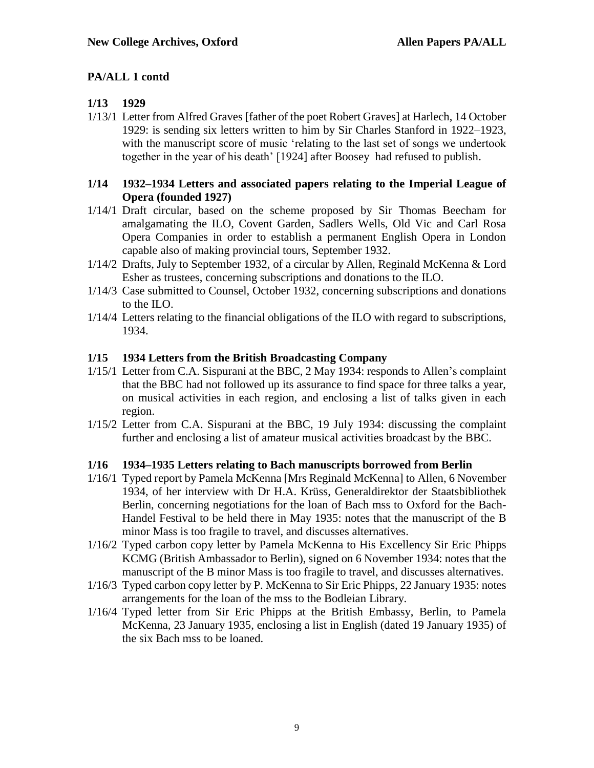## PA/ALL 1 contd

### 1/13 1929

1/13/1 Letter from Alfred Graves [father of the poet Robert Graves] at Harlech, 14 October 1929: is sending six letters written to him by Sir Charles Stanford in 1922–1923, with the manuscript score of music 'relating to the last set of songs we undertook together in the year of his death' [1924] after Boosey had refused to publish.

### 1/14 1932–1934 Letters and associated papers relating to the Imperial League of Opera (founded 1927)

1/14/1 Draft circular, based on the scheme proposed by Sir Thomas Beecham for amalgamating the ILO, Covent Garden, Sadlers Wells, Old Vic and Carl Rosa Opera Companies in order to establish a permanent English Opera in London capable also of making provincial tours, September 1932.

1/14/2 Drafts, July to September 1932, of a circular by Allen, Reginald McKenna & Lord Esher as trustees, concerning subscriptions and donations to the ILO.

1/14/3 Case submitted to Counsel, October 1932, concerning subscriptions and donations to the ILO.

1/14/4 Letters relating to the financial obligations of the ILO with regard to subscriptions, 1934.

### 1/15 1934 Letters from the British Broadcasting Company

1/15/1 Letter from C.A. Sispurani at the BBC, 2 May 1934: responds to Allen's complaint that the BBC had not followed up its assurance to find space for three talks a year, on musical activities in each region, and enclosing a list of talks given in each region.

1/15/2 Letter from C.A. Sispurani at the BBC, 19 July 1934: discussing the complaint further and enclosing a list of amateur musical activities broadcast by the BBC.

### 1/16 1934–1935 Letters relating to Bach manuscripts borrowed from Berlin

1/16/1 Typed report by Pamela McKenna [Mrs Reginald McKenna] to Allen, 6 November 1934, of her interview with Dr H.A. Krüss, Generaldirektor der Staatsbibliothek Berlin, concerning negotiations for the loan of Bach mss to Oxford for the Bach-Handel Festival to be held there in May 1935: notes that the manuscript of the B minor Mass is too fragile to travel, and discusses alternatives.

1/16/2 Typed carbon copy letter by Pamela McKenna to His Excellency Sir Eric Phipps KCMG (British Ambassador to Berlin), signed on 6 November 1934: notes that the manuscript of the B minor Mass is too fragile to travel, and discusses alternatives.

1/16/3 Typed carbon copy letter by P. McKenna to Sir Eric Phipps, 22 January 1935: notes arrangements for the loan of the mss to the Bodleian Library.

1/16/4 Typed letter from Sir Eric Phipps at the British Embassy, Berlin, to Pamela McKenna, 23 January 1935, enclosing a list in English (dated 19 January 1935) of the six Bach mss to be loaned.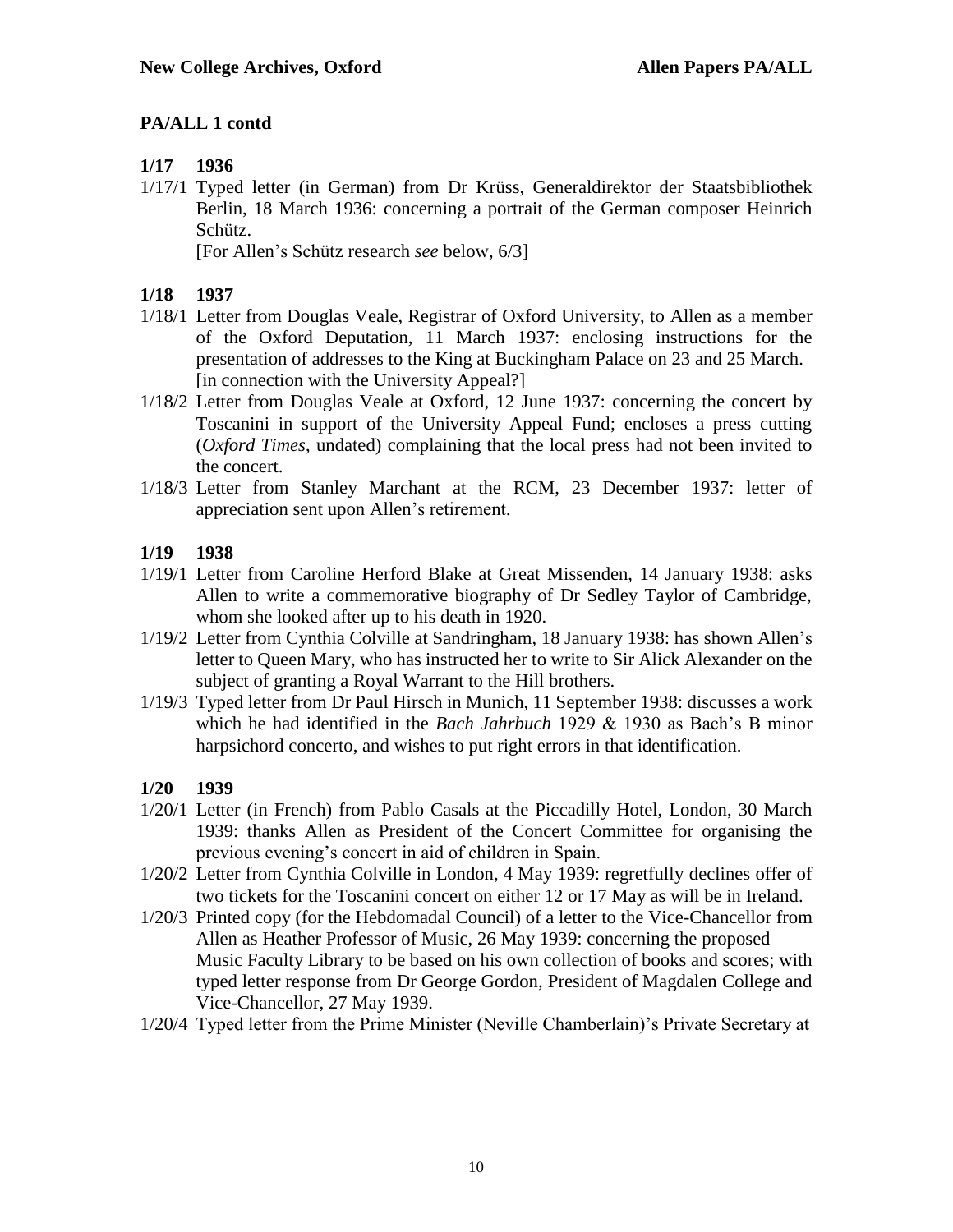## PA/ALL 1 contd

### 1/17 1936

1/17/1 Typed letter (in German) from Dr Krüss, Generaldirektor der Staatsbibliothek Berlin, 18 March 1936: concerning a portrait of the German composer Heinrich Schütz.
[For Allen's Schütz research *see* below, 6/3]

### 1/18 1937

1/18/1 Letter from Douglas Veale, Registrar of Oxford University, to Allen as a member of the Oxford Deputation, 11 March 1937: enclosing instructions for the presentation of addresses to the King at Buckingham Palace on 23 and 25 March.
[in connection with the University Appeal?]

1/18/2 Letter from Douglas Veale at Oxford, 12 June 1937: concerning the concert by Toscanini in support of the University Appeal Fund; encloses a press cutting (*Oxford Times*, undated) complaining that the local press had not been invited to the concert.

1/18/3 Letter from Stanley Marchant at the RCM, 23 December 1937: letter of appreciation sent upon Allen's retirement.

### 1/19 1938

1/19/1 Letter from Caroline Herford Blake at Great Missenden, 14 January 1938: asks Allen to write a commemorative biography of Dr Sedley Taylor of Cambridge, whom she looked after up to his death in 1920.

1/19/2 Letter from Cynthia Colville at Sandringham, 18 January 1938: has shown Allen's letter to Queen Mary, who has instructed her to write to Sir Alick Alexander on the subject of granting a Royal Warrant to the Hill brothers.

1/19/3 Typed letter from Dr Paul Hirsch in Munich, 11 September 1938: discusses a work which he had identified in the *Bach Jahrbuch* 1929 & 1930 as Bach's B minor harpsichord concerto, and wishes to put right errors in that identification.

### 1/20 1939

1/20/1 Letter (in French) from Pablo Casals at the Piccadilly Hotel, London, 30 March 1939: thanks Allen as President of the Concert Committee for organising the previous evening's concert in aid of children in Spain.

1/20/2 Letter from Cynthia Colville in London, 4 May 1939: regretfully declines offer of two tickets for the Toscanini concert on either 12 or 17 May as will be in Ireland.

1/20/3 Printed copy (for the Hebdomadal Council) of a letter to the Vice-Chancellor from Allen as Heather Professor of Music, 26 May 1939: concerning the proposed Music Faculty Library to be based on his own collection of books and scores; with typed letter response from Dr George Gordon, President of Magdalen College and Vice-Chancellor, 27 May 1939.

1/20/4 Typed letter from the Prime Minister (Neville Chamberlain)'s Private Secretary at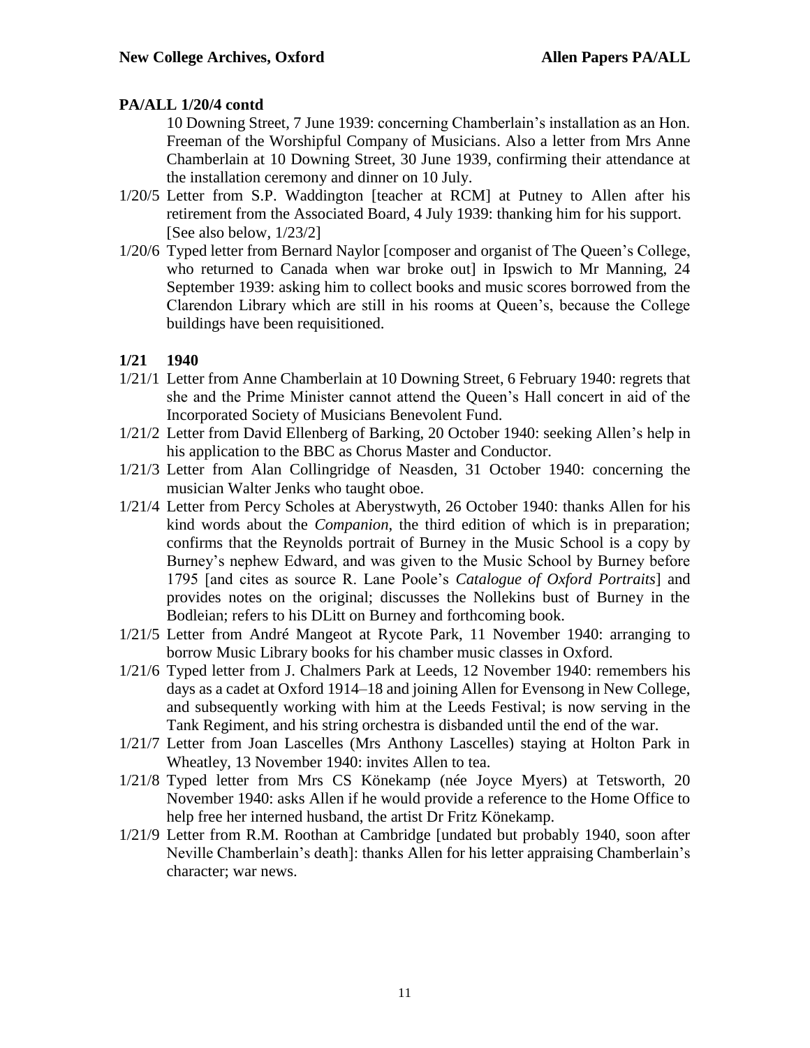**PA/ALL 1/20/4 contd**

10 Downing Street, 7 June 1939: concerning Chamberlain's installation as an Hon. Freeman of the Worshipful Company of Musicians. Also a letter from Mrs Anne Chamberlain at 10 Downing Street, 30 June 1939, confirming their attendance at the installation ceremony and dinner on 10 July.

1/20/5 Letter from S.P. Waddington [teacher at RCM] at Putney to Allen after his retirement from the Associated Board, 4 July 1939: thanking him for his support. [See also below, 1/23/2]

1/20/6 Typed letter from Bernard Naylor [composer and organist of The Queen's College, who returned to Canada when war broke out] in Ipswich to Mr Manning, 24 September 1939: asking him to collect books and music scores borrowed from the Clarendon Library which are still in his rooms at Queen's, because the College buildings have been requisitioned.

**1/21 1940**

1/21/1 Letter from Anne Chamberlain at 10 Downing Street, 6 February 1940: regrets that she and the Prime Minister cannot attend the Queen's Hall concert in aid of the Incorporated Society of Musicians Benevolent Fund.

1/21/2 Letter from David Ellenberg of Barking, 20 October 1940: seeking Allen's help in his application to the BBC as Chorus Master and Conductor.

1/21/3 Letter from Alan Collingridge of Neasden, 31 October 1940: concerning the musician Walter Jenks who taught oboe.

1/21/4 Letter from Percy Scholes at Aberystwyth, 26 October 1940: thanks Allen for his kind words about the *Companion*, the third edition of which is in preparation; confirms that the Reynolds portrait of Burney in the Music School is a copy by Burney's nephew Edward, and was given to the Music School by Burney before 1795 [and cites as source R. Lane Poole's *Catalogue of Oxford Portraits*] and provides notes on the original; discusses the Nollekins bust of Burney in the Bodleian; refers to his DLitt on Burney and forthcoming book.

1/21/5 Letter from André Mangeot at Rycote Park, 11 November 1940: arranging to borrow Music Library books for his chamber music classes in Oxford.

1/21/6 Typed letter from J. Chalmers Park at Leeds, 12 November 1940: remembers his days as a cadet at Oxford 1914–18 and joining Allen for Evensong in New College, and subsequently working with him at the Leeds Festival; is now serving in the Tank Regiment, and his string orchestra is disbanded until the end of the war.

1/21/7 Letter from Joan Lascelles (Mrs Anthony Lascelles) staying at Holton Park in Wheatley, 13 November 1940: invites Allen to tea.

1/21/8 Typed letter from Mrs CS Könekamp (née Joyce Myers) at Tetsworth, 20 November 1940: asks Allen if he would provide a reference to the Home Office to help free her interned husband, the artist Dr Fritz Könekamp.

1/21/9 Letter from R.M. Roothan at Cambridge [undated but probably 1940, soon after Neville Chamberlain's death]: thanks Allen for his letter appraising Chamberlain's character; war news.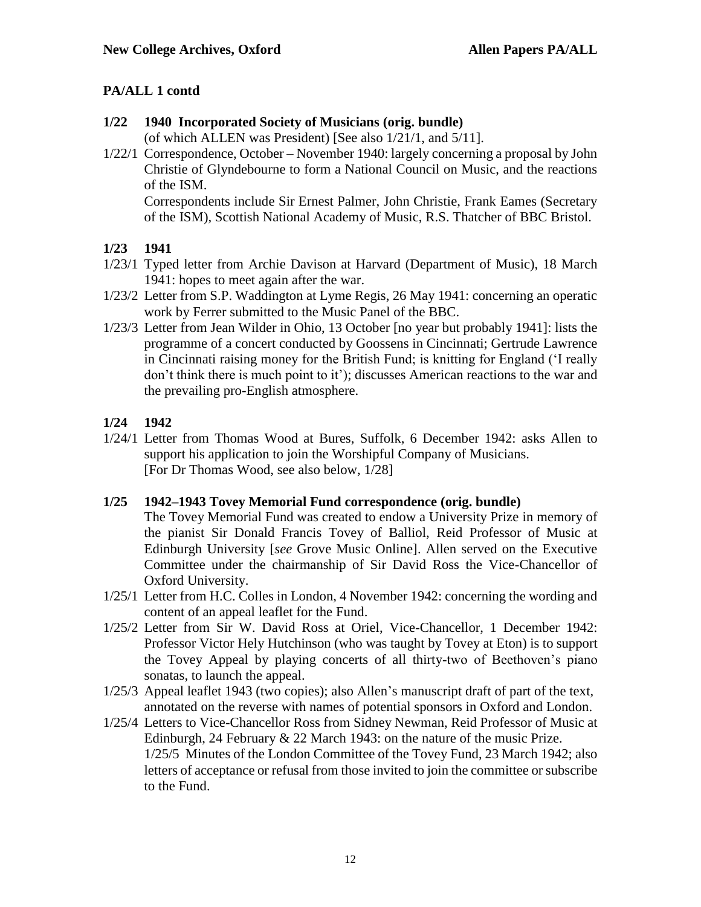**PA/ALL 1 contd**

**1/22 1940 Incorporated Society of Musicians (orig. bundle)**
(of which ALLEN was President) [See also 1/21/1, and 5/11].

1/22/1 Correspondence, October – November 1940: largely concerning a proposal by John Christie of Glyndebourne to form a National Council on Music, and the reactions of the ISM.
Correspondents include Sir Ernest Palmer, John Christie, Frank Eames (Secretary of the ISM), Scottish National Academy of Music, R.S. Thatcher of BBC Bristol.

**1/23 1941**

1/23/1 Typed letter from Archie Davison at Harvard (Department of Music), 18 March 1941: hopes to meet again after the war.

1/23/2 Letter from S.P. Waddington at Lyme Regis, 26 May 1941: concerning an operatic work by Ferrer submitted to the Music Panel of the BBC.

1/23/3 Letter from Jean Wilder in Ohio, 13 October [no year but probably 1941]: lists the programme of a concert conducted by Goossens in Cincinnati; Gertrude Lawrence in Cincinnati raising money for the British Fund; is knitting for England ('I really don't think there is much point to it'); discusses American reactions to the war and the prevailing pro-English atmosphere.

**1/24 1942**

1/24/1 Letter from Thomas Wood at Bures, Suffolk, 6 December 1942: asks Allen to support his application to join the Worshipful Company of Musicians.
[For Dr Thomas Wood, see also below, 1/28]

**1/25 1942–1943 Tovey Memorial Fund correspondence (orig. bundle)**
The Tovey Memorial Fund was created to endow a University Prize in memory of the pianist Sir Donald Francis Tovey of Balliol, Reid Professor of Music at Edinburgh University [*see* Grove Music Online]. Allen served on the Executive Committee under the chairmanship of Sir David Ross the Vice-Chancellor of Oxford University.

1/25/1 Letter from H.C. Colles in London, 4 November 1942: concerning the wording and content of an appeal leaflet for the Fund.

1/25/2 Letter from Sir W. David Ross at Oriel, Vice-Chancellor, 1 December 1942: Professor Victor Hely Hutchinson (who was taught by Tovey at Eton) is to support the Tovey Appeal by playing concerts of all thirty-two of Beethoven's piano sonatas, to launch the appeal.

1/25/3 Appeal leaflet 1943 (two copies); also Allen's manuscript draft of part of the text, annotated on the reverse with names of potential sponsors in Oxford and London.

1/25/4 Letters to Vice-Chancellor Ross from Sidney Newman, Reid Professor of Music at Edinburgh, 24 February & 22 March 1943: on the nature of the music Prize.

1/25/5 Minutes of the London Committee of the Tovey Fund, 23 March 1942; also letters of acceptance or refusal from those invited to join the committee or subscribe to the Fund.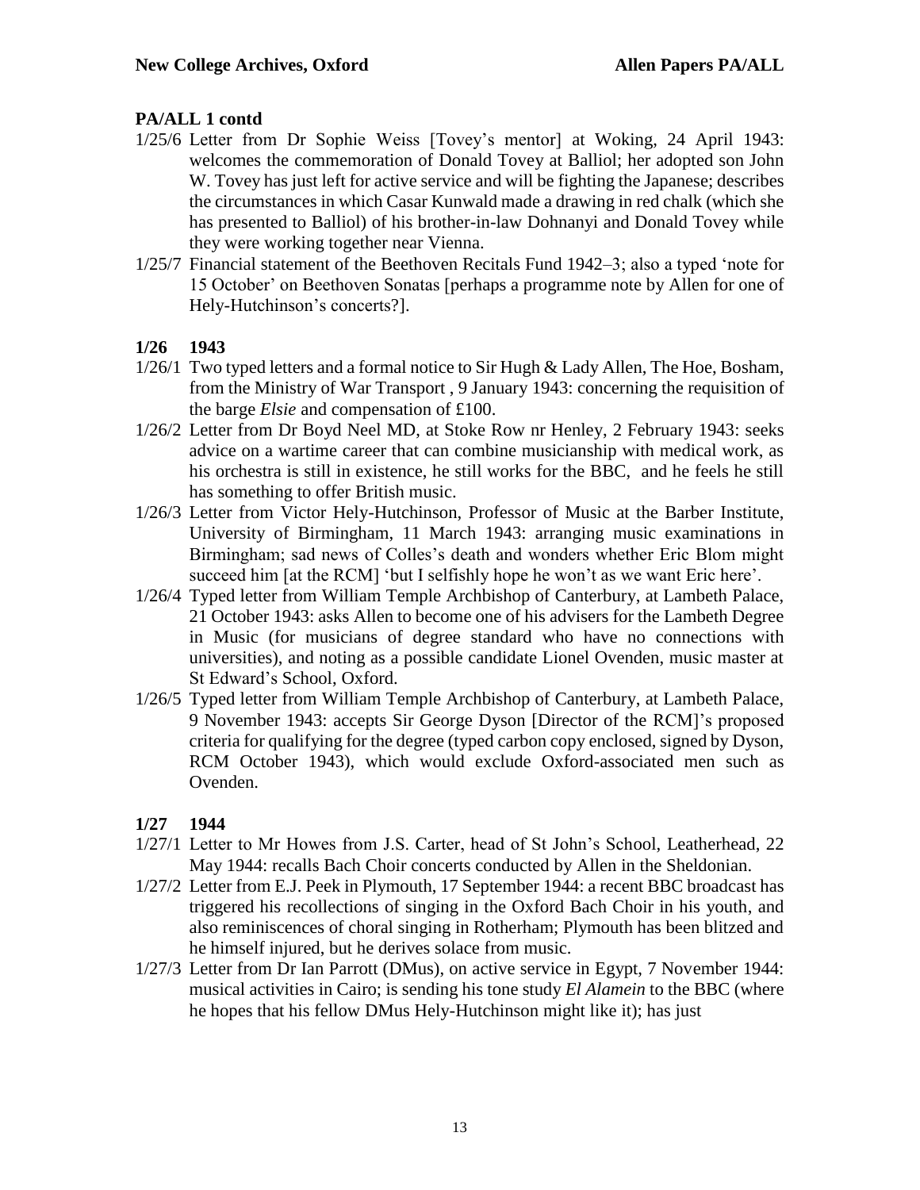## PA/ALL 1 contd

1/25/6 Letter from Dr Sophie Weiss [Tovey's mentor] at Woking, 24 April 1943: welcomes the commemoration of Donald Tovey at Balliol; her adopted son John W. Tovey has just left for active service and will be fighting the Japanese; describes the circumstances in which Casar Kunwald made a drawing in red chalk (which she has presented to Balliol) of his brother-in-law Dohnanyi and Donald Tovey while they were working together near Vienna.

1/25/7 Financial statement of the Beethoven Recitals Fund 1942–3; also a typed 'note for 15 October' on Beethoven Sonatas [perhaps a programme note by Allen for one of Hely-Hutchinson's concerts?].

## 1/26 1943

1/26/1 Two typed letters and a formal notice to Sir Hugh & Lady Allen, The Hoe, Bosham, from the Ministry of War Transport , 9 January 1943: concerning the requisition of the barge *Elsie* and compensation of £100.

1/26/2 Letter from Dr Boyd Neel MD, at Stoke Row nr Henley, 2 February 1943: seeks advice on a wartime career that can combine musicianship with medical work, as his orchestra is still in existence, he still works for the BBC, and he feels he still has something to offer British music.

1/26/3 Letter from Victor Hely-Hutchinson, Professor of Music at the Barber Institute, University of Birmingham, 11 March 1943: arranging music examinations in Birmingham; sad news of Colles's death and wonders whether Eric Blom might succeed him [at the RCM] 'but I selfishly hope he won't as we want Eric here'.

1/26/4 Typed letter from William Temple Archbishop of Canterbury, at Lambeth Palace, 21 October 1943: asks Allen to become one of his advisers for the Lambeth Degree in Music (for musicians of degree standard who have no connections with universities), and noting as a possible candidate Lionel Ovenden, music master at St Edward's School, Oxford.

1/26/5 Typed letter from William Temple Archbishop of Canterbury, at Lambeth Palace, 9 November 1943: accepts Sir George Dyson [Director of the RCM]'s proposed criteria for qualifying for the degree (typed carbon copy enclosed, signed by Dyson, RCM October 1943), which would exclude Oxford-associated men such as Ovenden.

## 1/27 1944

1/27/1 Letter to Mr Howes from J.S. Carter, head of St John's School, Leatherhead, 22 May 1944: recalls Bach Choir concerts conducted by Allen in the Sheldonian.

1/27/2 Letter from E.J. Peek in Plymouth, 17 September 1944: a recent BBC broadcast has triggered his recollections of singing in the Oxford Bach Choir in his youth, and also reminiscences of choral singing in Rotherham; Plymouth has been blitzed and he himself injured, but he derives solace from music.

1/27/3 Letter from Dr Ian Parrott (DMus), on active service in Egypt, 7 November 1944: musical activities in Cairo; is sending his tone study *El Alamein* to the BBC (where he hopes that his fellow DMus Hely-Hutchinson might like it); has just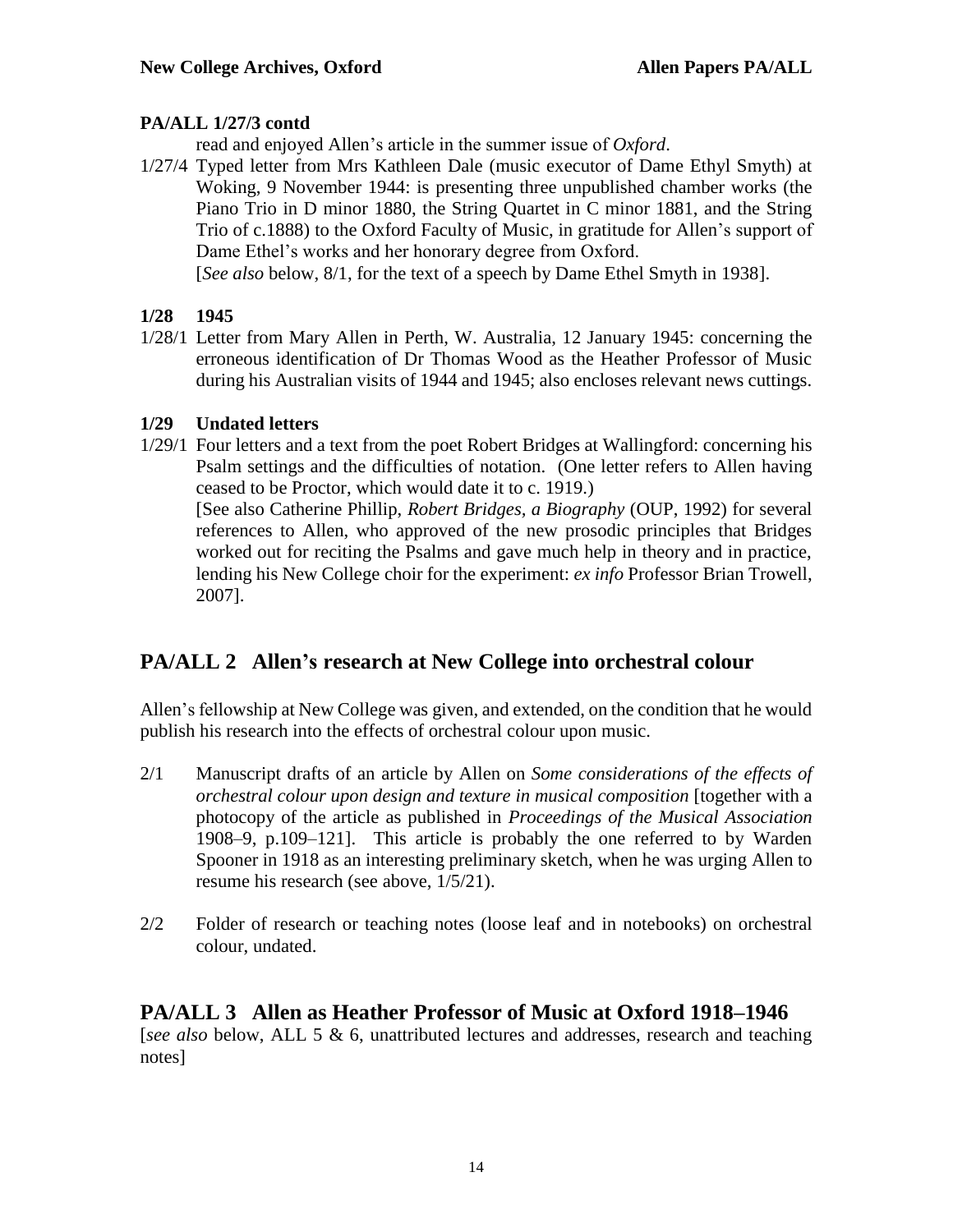**PA/ALL 1/27/3 contd**

read and enjoyed Allen's article in the summer issue of *Oxford*.

1/27/4 Typed letter from Mrs Kathleen Dale (music executor of Dame Ethyl Smyth) at Woking, 9 November 1944: is presenting three unpublished chamber works (the Piano Trio in D minor 1880, the String Quartet in C minor 1881, and the String Trio of c.1888) to the Oxford Faculty of Music, in gratitude for Allen's support of Dame Ethel's works and her honorary degree from Oxford.
[*See also* below, 8/1, for the text of a speech by Dame Ethel Smyth in 1938].

**1/28 1945**

1/28/1 Letter from Mary Allen in Perth, W. Australia, 12 January 1945: concerning the erroneous identification of Dr Thomas Wood as the Heather Professor of Music during his Australian visits of 1944 and 1945; also encloses relevant news cuttings.

**1/29 Undated letters**

1/29/1 Four letters and a text from the poet Robert Bridges at Wallingford: concerning his Psalm settings and the difficulties of notation. (One letter refers to Allen having ceased to be Proctor, which would date it to c. 1919.)
[See also Catherine Phillip, *Robert Bridges, a Biography* (OUP, 1992) for several references to Allen, who approved of the new prosodic principles that Bridges worked out for reciting the Psalms and gave much help in theory and in practice, lending his New College choir for the experiment: *ex info* Professor Brian Trowell, 2007].

## PA/ALL 2 Allen's research at New College into orchestral colour

Allen's fellowship at New College was given, and extended, on the condition that he would publish his research into the effects of orchestral colour upon music.

2/1 Manuscript drafts of an article by Allen on *Some considerations of the effects of orchestral colour upon design and texture in musical composition* [together with a photocopy of the article as published in *Proceedings of the Musical Association* 1908–9, p.109–121]. This article is probably the one referred to by Warden Spooner in 1918 as an interesting preliminary sketch, when he was urging Allen to resume his research (see above, 1/5/21).

2/2 Folder of research or teaching notes (loose leaf and in notebooks) on orchestral colour, undated.

## PA/ALL 3 Allen as Heather Professor of Music at Oxford 1918–1946

[*see also* below, ALL 5 & 6, unattributed lectures and addresses, research and teaching notes]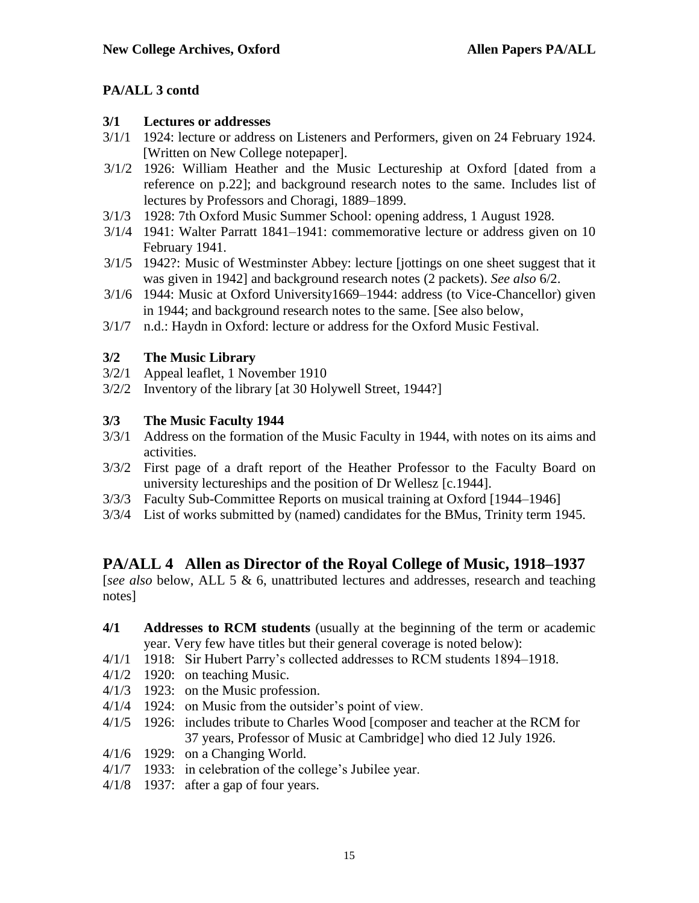**PA/ALL 3 contd**

**3/1 Lectures or addresses**

3/1/1 1924: lecture or address on Listeners and Performers, given on 24 February 1924. [Written on New College notepaper].

3/1/2 1926: William Heather and the Music Lectureship at Oxford [dated from a reference on p.22]; and background research notes to the same. Includes list of lectures by Professors and Choragi, 1889–1899.

3/1/3 1928: 7th Oxford Music Summer School: opening address, 1 August 1928.

3/1/4 1941: Walter Parratt 1841–1941: commemorative lecture or address given on 10 February 1941.

3/1/5 1942?: Music of Westminster Abbey: lecture [jottings on one sheet suggest that it was given in 1942] and background research notes (2 packets). *See also* 6/2.

3/1/6 1944: Music at Oxford University1669–1944: address (to Vice-Chancellor) given in 1944; and background research notes to the same. [See also below,

3/1/7 n.d.: Haydn in Oxford: lecture or address for the Oxford Music Festival.

**3/2 The Music Library**

3/2/1 Appeal leaflet, 1 November 1910

3/2/2 Inventory of the library [at 30 Holywell Street, 1944?]

**3/3 The Music Faculty 1944**

3/3/1 Address on the formation of the Music Faculty in 1944, with notes on its aims and activities.

3/3/2 First page of a draft report of the Heather Professor to the Faculty Board on university lectureships and the position of Dr Wellesz [c.1944].

3/3/3 Faculty Sub-Committee Reports on musical training at Oxford [1944–1946]

3/3/4 List of works submitted by (named) candidates for the BMus, Trinity term 1945.

## PA/ALL 4 Allen as Director of the Royal College of Music, 1918–1937

[*see also* below, ALL 5 & 6, unattributed lectures and addresses, research and teaching notes]

**4/1 Addresses to RCM students** (usually at the beginning of the term or academic year. Very few have titles but their general coverage is noted below):

4/1/1 1918: Sir Hubert Parry's collected addresses to RCM students 1894–1918.

4/1/2 1920: on teaching Music.

4/1/3 1923: on the Music profession.

4/1/4 1924: on Music from the outsider's point of view.

4/1/5 1926: includes tribute to Charles Wood [composer and teacher at the RCM for 37 years, Professor of Music at Cambridge] who died 12 July 1926.

4/1/6 1929: on a Changing World.

4/1/7 1933: in celebration of the college's Jubilee year.

4/1/8 1937: after a gap of four years.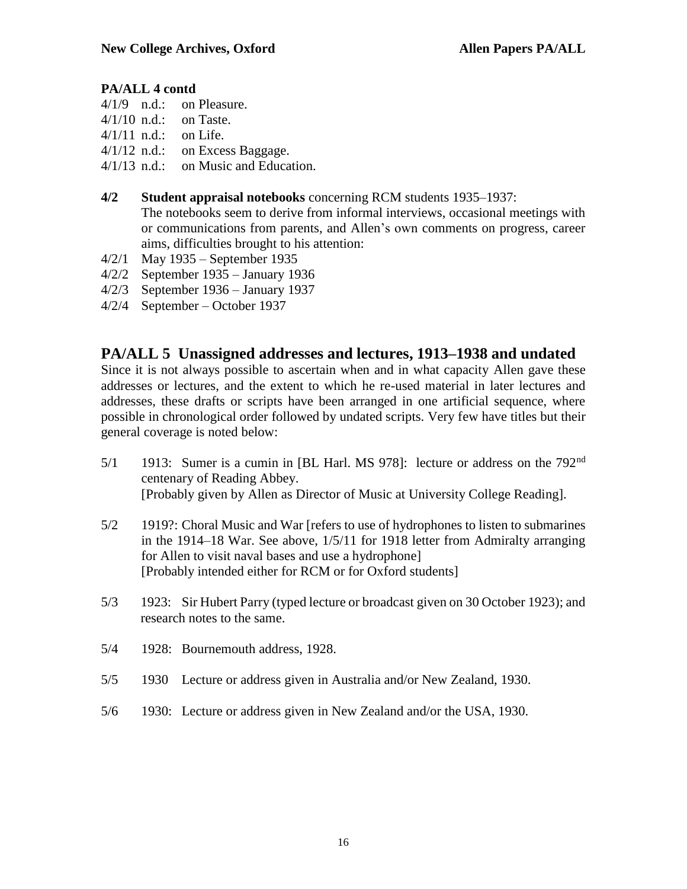**PA/ALL 4 contd**

4/1/9 n.d.: on Pleasure.
4/1/10 n.d.: on Taste.
4/1/11 n.d.: on Life.
4/1/12 n.d.: on Excess Baggage.
4/1/13 n.d.: on Music and Education.

**4/2** **Student appraisal notebooks** concerning RCM students 1935–1937:
The notebooks seem to derive from informal interviews, occasional meetings with or communications from parents, and Allen's own comments on progress, career aims, difficulties brought to his attention:

4/2/1 May 1935 – September 1935
4/2/2 September 1935 – January 1936
4/2/3 September 1936 – January 1937
4/2/4 September – October 1937

## PA/ALL 5 Unassigned addresses and lectures, 1913–1938 and undated

Since it is not always possible to ascertain when and in what capacity Allen gave these addresses or lectures, and the extent to which he re-used material in later lectures and addresses, these drafts or scripts have been arranged in one artificial sequence, where possible in chronological order followed by undated scripts. Very few have titles but their general coverage is noted below:

5/1 1913: Sumer is a cumin in [BL Harl. MS 978]: lecture or address on the 792nd centenary of Reading Abbey.
[Probably given by Allen as Director of Music at University College Reading].

5/2 1919?: Choral Music and War [refers to use of hydrophones to listen to submarines in the 1914–18 War. See above, 1/5/11 for 1918 letter from Admiralty arranging for Allen to visit naval bases and use a hydrophone]
[Probably intended either for RCM or for Oxford students]

5/3 1923: Sir Hubert Parry (typed lecture or broadcast given on 30 October 1923); and research notes to the same.

5/4 1928: Bournemouth address, 1928.

5/5 1930 Lecture or address given in Australia and/or New Zealand, 1930.

5/6 1930: Lecture or address given in New Zealand and/or the USA, 1930.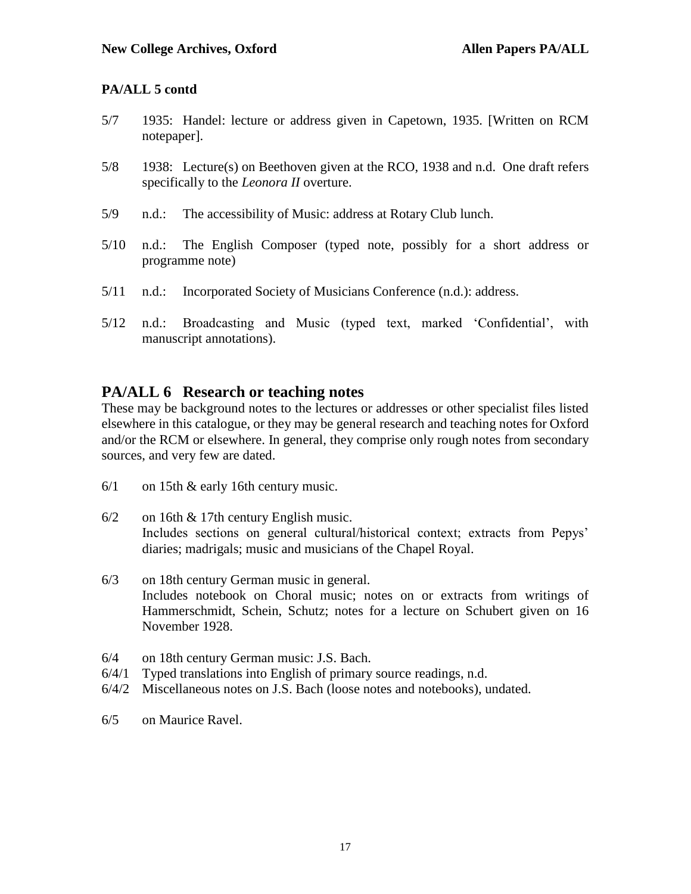**PA/ALL 5 contd**

5/7 1935: Handel: lecture or address given in Capetown, 1935. [Written on RCM notepaper].

5/8 1938: Lecture(s) on Beethoven given at the RCO, 1938 and n.d. One draft refers specifically to the *Leonora II* overture.

5/9 n.d.: The accessibility of Music: address at Rotary Club lunch.

5/10 n.d.: The English Composer (typed note, possibly for a short address or programme note)

5/11 n.d.: Incorporated Society of Musicians Conference (n.d.): address.

5/12 n.d.: Broadcasting and Music (typed text, marked 'Confidential', with manuscript annotations).

## PA/ALL 6 Research or teaching notes

These may be background notes to the lectures or addresses or other specialist files listed elsewhere in this catalogue, or they may be general research and teaching notes for Oxford and/or the RCM or elsewhere. In general, they comprise only rough notes from secondary sources, and very few are dated.

6/1 on 15th & early 16th century music.

6/2 on 16th & 17th century English music.
Includes sections on general cultural/historical context; extracts from Pepys' diaries; madrigals; music and musicians of the Chapel Royal.

6/3 on 18th century German music in general.
Includes notebook on Choral music; notes on or extracts from writings of Hammerschmidt, Schein, Schutz; notes for a lecture on Schubert given on 16 November 1928.

6/4 on 18th century German music: J.S. Bach.
6/4/1 Typed translations into English of primary source readings, n.d.
6/4/2 Miscellaneous notes on J.S. Bach (loose notes and notebooks), undated.

6/5 on Maurice Ravel.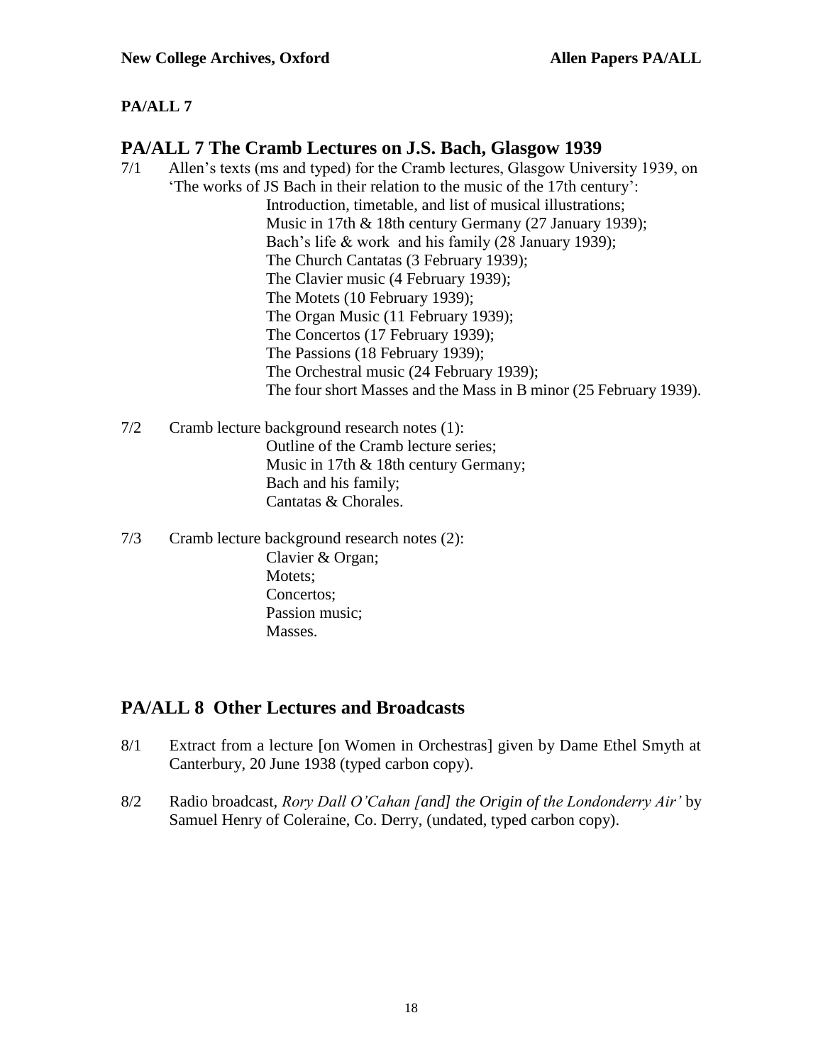**PA/ALL 7**

## PA/ALL 7 The Cramb Lectures on J.S. Bach, Glasgow 1939

7/1 Allen's texts (ms and typed) for the Cramb lectures, Glasgow University 1939, on 'The works of JS Bach in their relation to the music of the 17th century':

Introduction, timetable, and list of musical illustrations;
Music in 17th & 18th century Germany (27 January 1939);
Bach's life & work and his family (28 January 1939);
The Church Cantatas (3 February 1939);
The Clavier music (4 February 1939);
The Motets (10 February 1939);
The Organ Music (11 February 1939);
The Concertos (17 February 1939);
The Passions (18 February 1939);
The Orchestral music (24 February 1939);
The four short Masses and the Mass in B minor (25 February 1939).

7/2 Cramb lecture background research notes (1):

Outline of the Cramb lecture series;
Music in 17th & 18th century Germany;
Bach and his family;
Cantatas & Chorales.

7/3 Cramb lecture background research notes (2):

Clavier & Organ;
Motets;
Concertos;
Passion music;
Masses.

## PA/ALL 8 Other Lectures and Broadcasts

8/1 Extract from a lecture [on Women in Orchestras] given by Dame Ethel Smyth at Canterbury, 20 June 1938 (typed carbon copy).

8/2 Radio broadcast, *Rory Dall O'Cahan [and] the Origin of the Londonderry Air'* by Samuel Henry of Coleraine, Co. Derry, (undated, typed carbon copy).